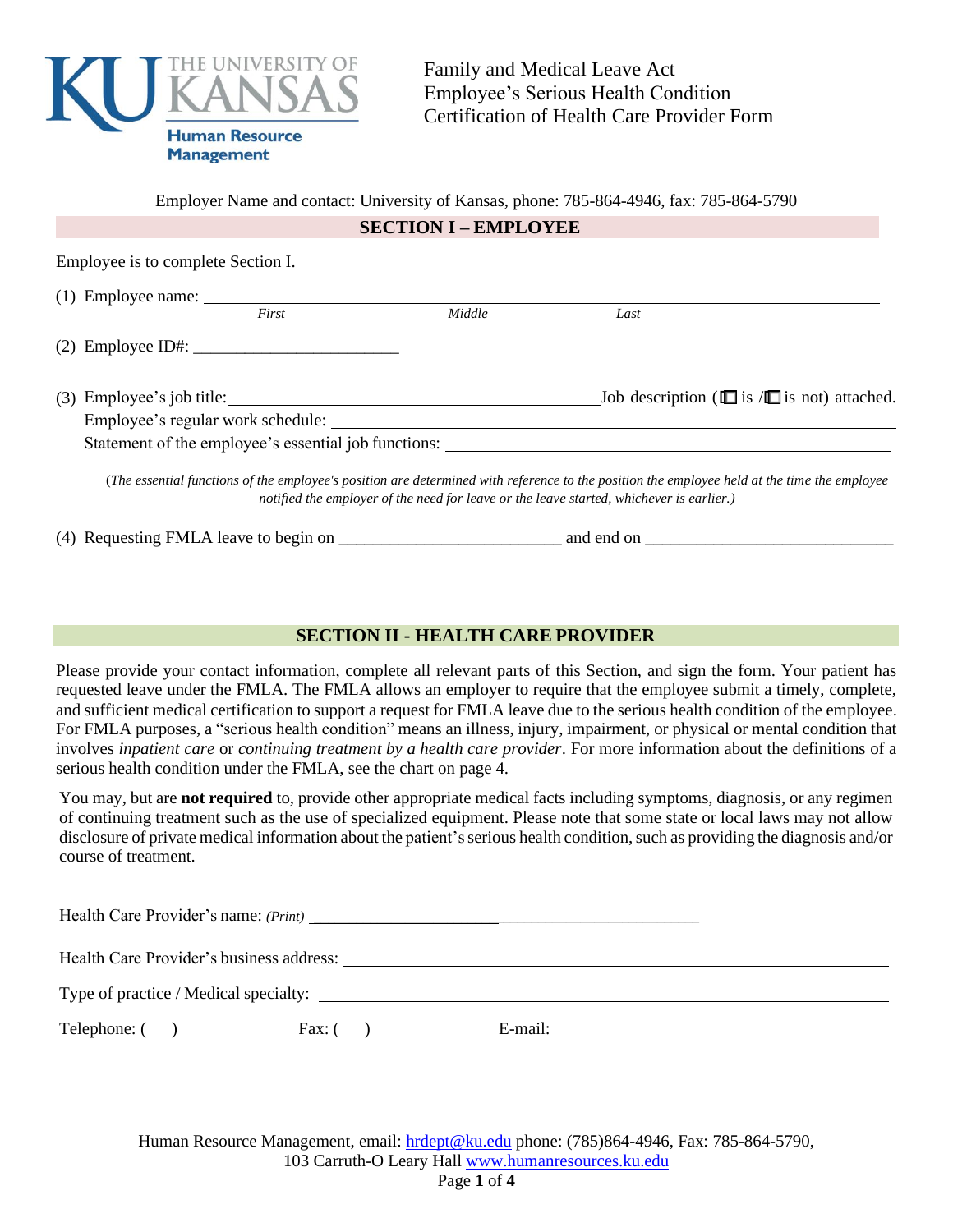THE UNIVERSITY OF KANSAS
Human Resource Management

# Family and Medical Leave Act Employee's Serious Health Condition Certification of Health Care Provider Form

Employer Name and contact: University of Kansas, phone: 785-864-4946, fax: 785-864-5790

## SECTION I – EMPLOYEE

Employee is to complete Section I.

(1) Employee name: ______________________________________________
*First* *Middle* *Last*

(2) Employee ID#: ________________________

(3) Employee's job title: _____________________________ Job description (☐ is /☐ is not) attached.
Employee's regular work schedule: ______________________________________________
Statement of the employee's essential job functions: ______________________________________________

______________________________________________

(*The essential functions of the employee's position are determined with reference to the position the employee held at the time the employee notified the employer of the need for leave or the leave started, whichever is earlier.*)

(4) Requesting FMLA leave to begin on __________________________ and end on _____________________________

## SECTION II - HEALTH CARE PROVIDER

Please provide your contact information, complete all relevant parts of this Section, and sign the form. Your patient has requested leave under the FMLA. The FMLA allows an employer to require that the employee submit a timely, complete, and sufficient medical certification to support a request for FMLA leave due to the serious health condition of the employee. For FMLA purposes, a "serious health condition" means an illness, injury, impairment, or physical or mental condition that involves *inpatient care* or *continuing treatment by a health care provider*. For more information about the definitions of a serious health condition under the FMLA, see the chart on page 4.

You may, but are **not required** to, provide other appropriate medical facts including symptoms, diagnosis, or any regimen of continuing treatment such as the use of specialized equipment. Please note that some state or local laws may not allow disclosure of private medical information about the patient's serious health condition, such as providing the diagnosis and/or course of treatment.

Health Care Provider's name: *(Print)* ______________________________________________

Health Care Provider's business address: ______________________________________________

Type of practice / Medical specialty: ______________________________________________

Telephone: (___)______________ Fax: (___)______________ E-mail: ______________________________

Human Resource Management, email: hrdept@ku.edu phone: (785)864-4946, Fax: 785-864-5790, 103 Carruth-O Leary Hall www.humanresources.ku.edu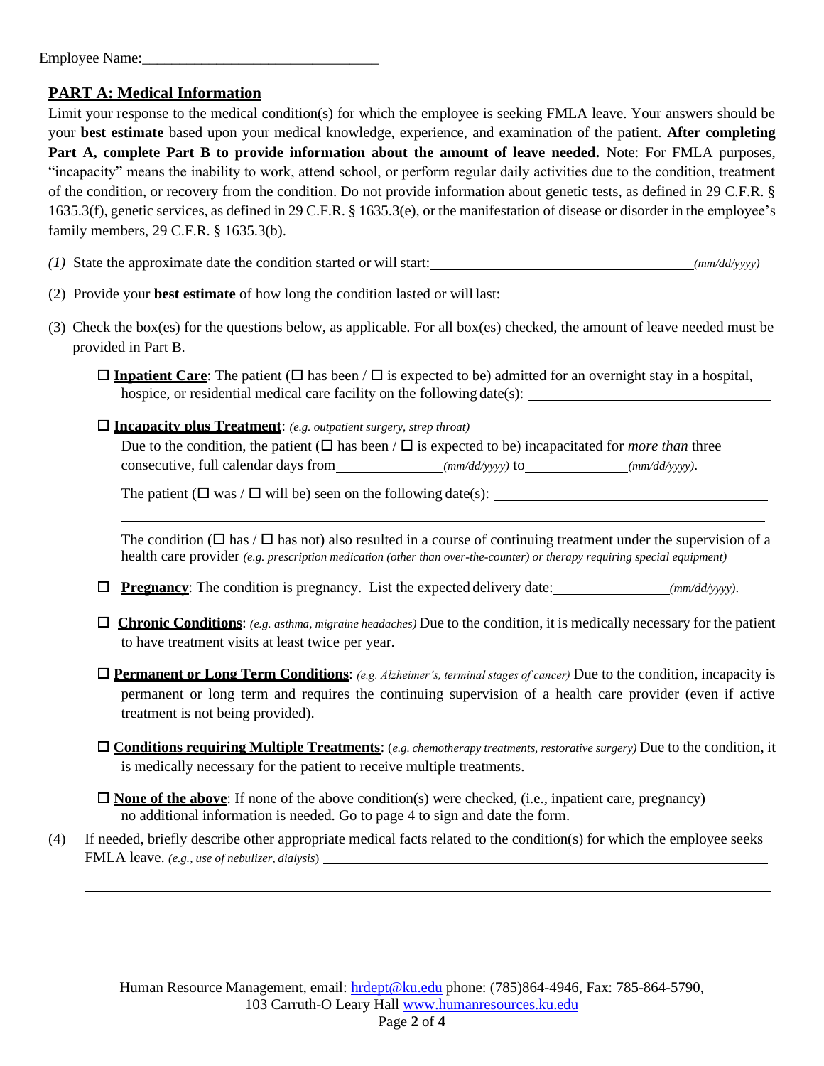Employee Name:________________________________

## PART A: Medical Information

Limit your response to the medical condition(s) for which the employee is seeking FMLA leave. Your answers should be your **best estimate** based upon your medical knowledge, experience, and examination of the patient. **After completing Part A, complete Part B to provide information about the amount of leave needed.** Note: For FMLA purposes, "incapacity" means the inability to work, attend school, or perform regular daily activities due to the condition, treatment of the condition, or recovery from the condition. Do not provide information about genetic tests, as defined in 29 C.F.R. § 1635.3(f), genetic services, as defined in 29 C.F.R. § 1635.3(e), or the manifestation of disease or disorder in the employee's family members, 29 C.F.R. § 1635.3(b).

*(1)* State the approximate date the condition started or will start:____________________________________ *(mm/dd/yyyy)*

(2) Provide your **best estimate** of how long the condition lasted or will last: ____________________________________

(3) Check the box(es) for the questions below, as applicable. For all box(es) checked, the amount of leave needed must be provided in Part B.

☐ **Inpatient Care**: The patient (☐ has been / ☐ is expected to be) admitted for an overnight stay in a hospital, hospice, or residential medical care facility on the following date(s): ________________________________

☐ **Incapacity plus Treatment**: *(e.g. outpatient surgery, strep throat)*
Due to the condition, the patient (☐ has been / ☐ is expected to be) incapacitated for *more than* three consecutive, full calendar days from______________*(mm/dd/yyyy)* to______________*(mm/dd/yyyy)*.

The patient (☐ was / ☐ will be) seen on the following date(s): ____________________________________

________________________________________________________________________________

The condition (☐ has / ☐ has not) also resulted in a course of continuing treatment under the supervision of a health care provider *(e.g. prescription medication (other than over-the-counter) or therapy requiring special equipment)*

☐ **Pregnancy**: The condition is pregnancy. List the expected delivery date:_______________*(mm/dd/yyyy)*.

☐ **Chronic Conditions**: *(e.g. asthma, migraine headaches)* Due to the condition, it is medically necessary for the patient to have treatment visits at least twice per year.

☐ **Permanent or Long Term Conditions**: *(e.g. Alzheimer's, terminal stages of cancer)* Due to the condition, incapacity is permanent or long term and requires the continuing supervision of a health care provider (even if active treatment is not being provided).

☐ **Conditions requiring Multiple Treatments**: (*e.g. chemotherapy treatments, restorative surgery)* Due to the condition, it is medically necessary for the patient to receive multiple treatments.

☐ **None of the above**: If none of the above condition(s) were checked, (i.e., inpatient care, pregnancy) no additional information is needed. Go to page 4 to sign and date the form.

(4) If needed, briefly describe other appropriate medical facts related to the condition(s) for which the employee seeks FMLA leave. *(e.g., use of nebulizer, dialysis*) ____________________________________________________________

________________________________________________________________________________

Human Resource Management, email: hrdept@ku.edu phone: (785)864-4946, Fax: 785-864-5790,
103 Carruth-O Leary Hall www.humanresources.ku.edu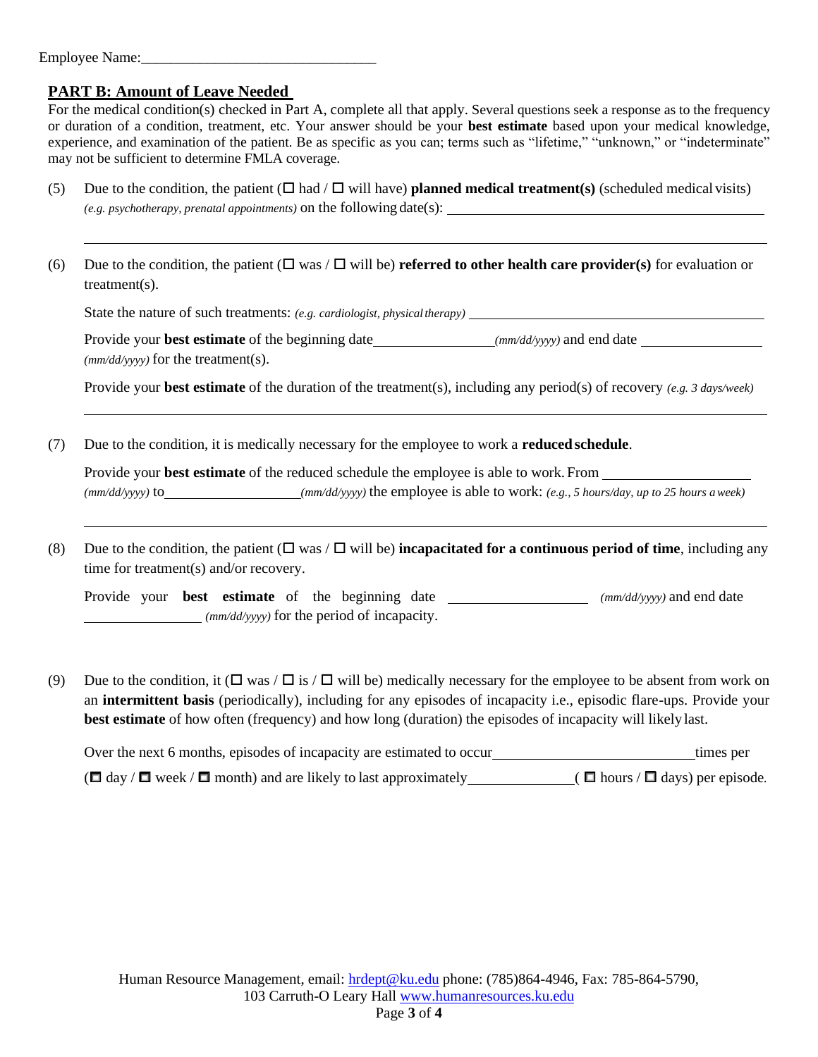Employee Name:_______________________________

## PART B: Amount of Leave Needed

For the medical condition(s) checked in Part A, complete all that apply. Several questions seek a response as to the frequency or duration of a condition, treatment, etc. Your answer should be your **best estimate** based upon your medical knowledge, experience, and examination of the patient. Be as specific as you can; terms such as "lifetime," "unknown," or "indeterminate" may not be sufficient to determine FMLA coverage.

(5) Due to the condition, the patient (☐ had / ☐ will have) **planned medical treatment(s)** (scheduled medical visits) *(e.g. psychotherapy, prenatal appointments)* on the following date(s): ____________________________________________

______________________________________________________________________________

(6) Due to the condition, the patient (☐ was / ☐ will be) **referred to other health care provider(s)** for evaluation or treatment(s).

State the nature of such treatments: *(e.g. cardiologist, physical therapy)* ____________________________________

Provide your **best estimate** of the beginning date________________*(mm/dd/yyyy)* and end date ________________ *(mm/dd/yyyy)* for the treatment(s).

Provide your **best estimate** of the duration of the treatment(s), including any period(s) of recovery *(e.g. 3 days/week)*

______________________________________________________________________________

(7) Due to the condition, it is medically necessary for the employee to work a **reduced schedule**.

Provide your **best estimate** of the reduced schedule the employee is able to work. From ____________________ *(mm/dd/yyyy)* to____________________*(mm/dd/yyyy)* the employee is able to work: *(e.g., 5 hours/day, up to 25 hours a week)*

______________________________________________________________________________

(8) Due to the condition, the patient (☐ was / ☐ will be) **incapacitated for a continuous period of time**, including any time for treatment(s) and/or recovery.

Provide your **best estimate** of the beginning date ____________________ *(mm/dd/yyyy)* and end date ________________ *(mm/dd/yyyy)* for the period of incapacity.

(9) Due to the condition, it (☐ was / ☐ is / ☐ will be) medically necessary for the employee to be absent from work on an **intermittent basis** (periodically), including for any episodes of incapacity i.e., episodic flare-ups. Provide your **best estimate** of how often (frequency) and how long (duration) the episodes of incapacity will likely last.

Over the next 6 months, episodes of incapacity are estimated to occur____________________________times per (☐ day / ☐ week / ☐ month) and are likely to last approximately______________( ☐ hours / ☐ days) per episode.

Human Resource Management, email: hrdept@ku.edu phone: (785)864-4946, Fax: 785-864-5790, 103 Carruth-O Leary Hall www.humanresources.ku.edu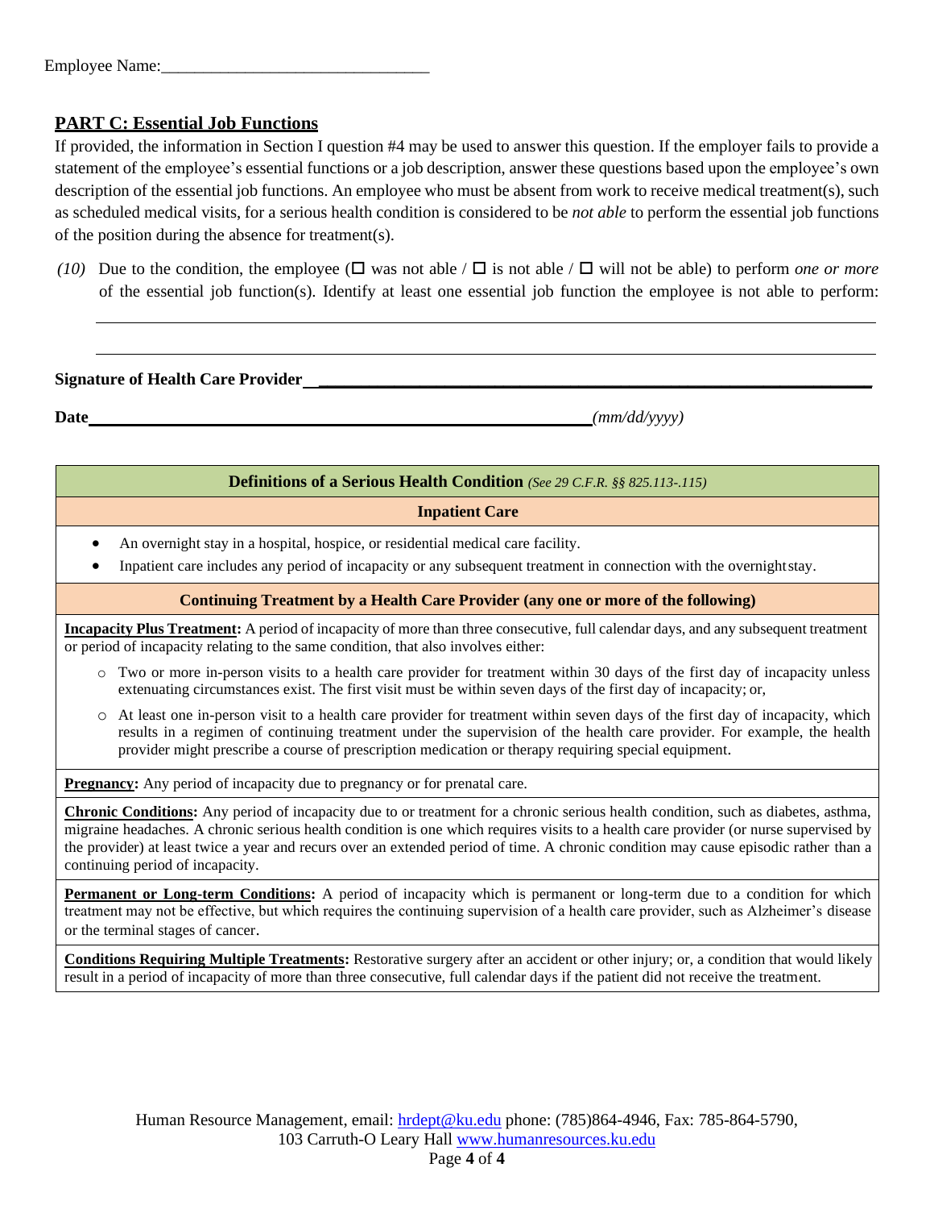Employee Name:_______________________________

## PART C: Essential Job Functions

If provided, the information in Section I question #4 may be used to answer this question. If the employer fails to provide a statement of the employee's essential functions or a job description, answer these questions based upon the employee's own description of the essential job functions. An employee who must be absent from work to receive medical treatment(s), such as scheduled medical visits, for a serious health condition is considered to be *not able* to perform the essential job functions of the position during the absence for treatment(s).

*(10)* Due to the condition, the employee (☐ was not able / ☐ is not able / ☐ will not be able) to perform *one or more* of the essential job function(s). Identify at least one essential job function the employee is not able to perform:

______________________________________________________________________________

______________________________________________________________________________

**Signature of Health Care Provider** ______________________________________________

**Date** ______________________________ *(mm/dd/yyyy)*

| **Definitions of a Serious Health Condition** *(See 29 C.F.R. §§ 825.113-.115)* |
|---|
| **Inpatient Care** |
| • An overnight stay in a hospital, hospice, or residential medical care facility.<br>• Inpatient care includes any period of incapacity or any subsequent treatment in connection with the overnight stay. |
| **Continuing Treatment by a Health Care Provider (any one or more of the following)** |
| **Incapacity Plus Treatment:** A period of incapacity of more than three consecutive, full calendar days, and any subsequent treatment or period of incapacity relating to the same condition, that also involves either:<br>○ Two or more in-person visits to a health care provider for treatment within 30 days of the first day of incapacity unless extenuating circumstances exist. The first visit must be within seven days of the first day of incapacity; or,<br>○ At least one in-person visit to a health care provider for treatment within seven days of the first day of incapacity, which results in a regimen of continuing treatment under the supervision of the health care provider. For example, the health provider might prescribe a course of prescription medication or therapy requiring special equipment. |
| **Pregnancy:** Any period of incapacity due to pregnancy or for prenatal care. |
| **Chronic Conditions:** Any period of incapacity due to or treatment for a chronic serious health condition, such as diabetes, asthma, migraine headaches. A chronic serious health condition is one which requires visits to a health care provider (or nurse supervised by the provider) at least twice a year and recurs over an extended period of time. A chronic condition may cause episodic rather than a continuing period of incapacity. |
| **Permanent or Long-term Conditions:** A period of incapacity which is permanent or long-term due to a condition for which treatment may not be effective, but which requires the continuing supervision of a health care provider, such as Alzheimer's disease or the terminal stages of cancer. |
| **Conditions Requiring Multiple Treatments:** Restorative surgery after an accident or other injury; or, a condition that would likely result in a period of incapacity of more than three consecutive, full calendar days if the patient did not receive the treatment. |

Human Resource Management, email: hrdept@ku.edu phone: (785)864-4946, Fax: 785-864-5790,
103 Carruth-O Leary Hall www.humanresources.ku.edu